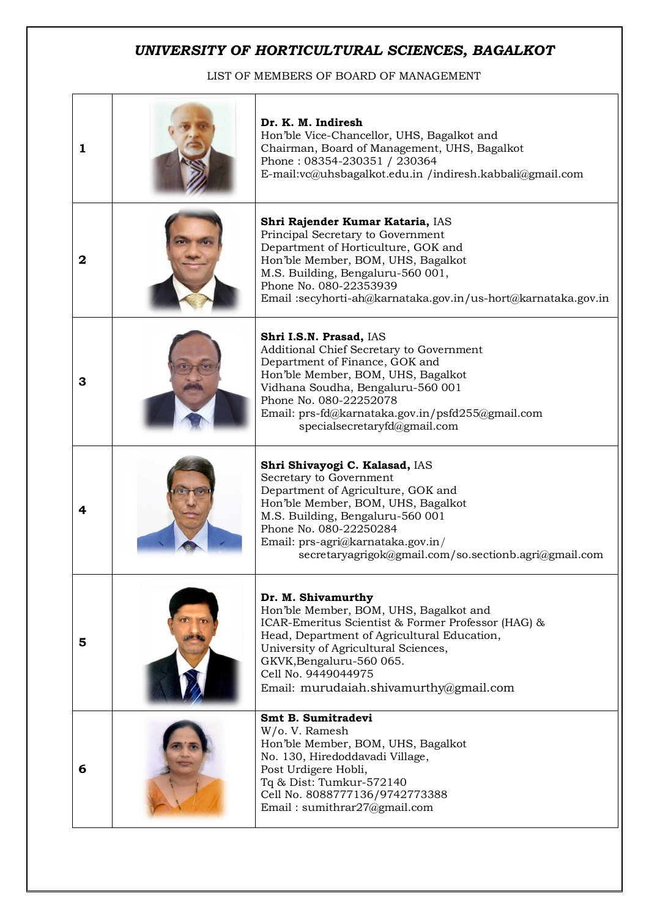## *UNIVERSITY OF HORTICULTURAL SCIENCES, BAGALKOT*

LIST OF MEMBERS OF BOARD OF MANAGEMENT

| | | |
|---|---|---|
| 1 | | **Dr. K. M. Indiresh**<br>Hon'ble Vice-Chancellor, UHS, Bagalkot and<br>Chairman, Board of Management, UHS, Bagalkot<br>Phone : 08354-230351 / 230364<br>E-mail:vc@uhsbagalkot.edu.in /indiresh.kabbali@gmail.com |
| 2 | | **Shri Rajender Kumar Kataria,** IAS<br>Principal Secretary to Government<br>Department of Horticulture, GOK and<br>Hon'ble Member, BOM, UHS, Bagalkot<br>M.S. Building, Bengaluru-560 001,<br>Phone No. 080-22353939<br>Email :secyhorti-ah@karnataka.gov.in/us-hort@karnataka.gov.in |
| 3 | | **Shri I.S.N. Prasad,** IAS<br>Additional Chief Secretary to Government<br>Department of Finance, GOK and<br>Hon'ble Member, BOM, UHS, Bagalkot<br>Vidhana Soudha, Bengaluru-560 001<br>Phone No. 080-22252078<br>Email: prs-fd@karnataka.gov.in/psfd255@gmail.com<br>specialsecretaryfd@gmail.com |
| 4 | | **Shri Shivayogi C. Kalasad,** IAS<br>Secretary to Government<br>Department of Agriculture, GOK and<br>Hon'ble Member, BOM, UHS, Bagalkot<br>M.S. Building, Bengaluru-560 001<br>Phone No. 080-22250284<br>Email: prs-agri@karnataka.gov.in/<br>secretaryagrigok@gmail.com/so.sectionb.agri@gmail.com |
| 5 | | **Dr. M. Shivamurthy**<br>Hon'ble Member, BOM, UHS, Bagalkot and<br>ICAR-Emeritus Scientist & Former Professor (HAG) &<br>Head, Department of Agricultural Education,<br>University of Agricultural Sciences,<br>GKVK,Bengaluru-560 065.<br>Cell No. 9449044975<br>Email: murudaiah.shivamurthy@gmail.com |
| 6 | | **Smt B. Sumitradevi**<br>W/o. V. Ramesh<br>Hon'ble Member, BOM, UHS, Bagalkot<br>No. 130, Hiredoddavadi Village,<br>Post Urdigere Hobli,<br>Tq & Dist: Tumkur-572140<br>Cell No. 8088777136/9742773388<br>Email : sumithrar27@gmail.com |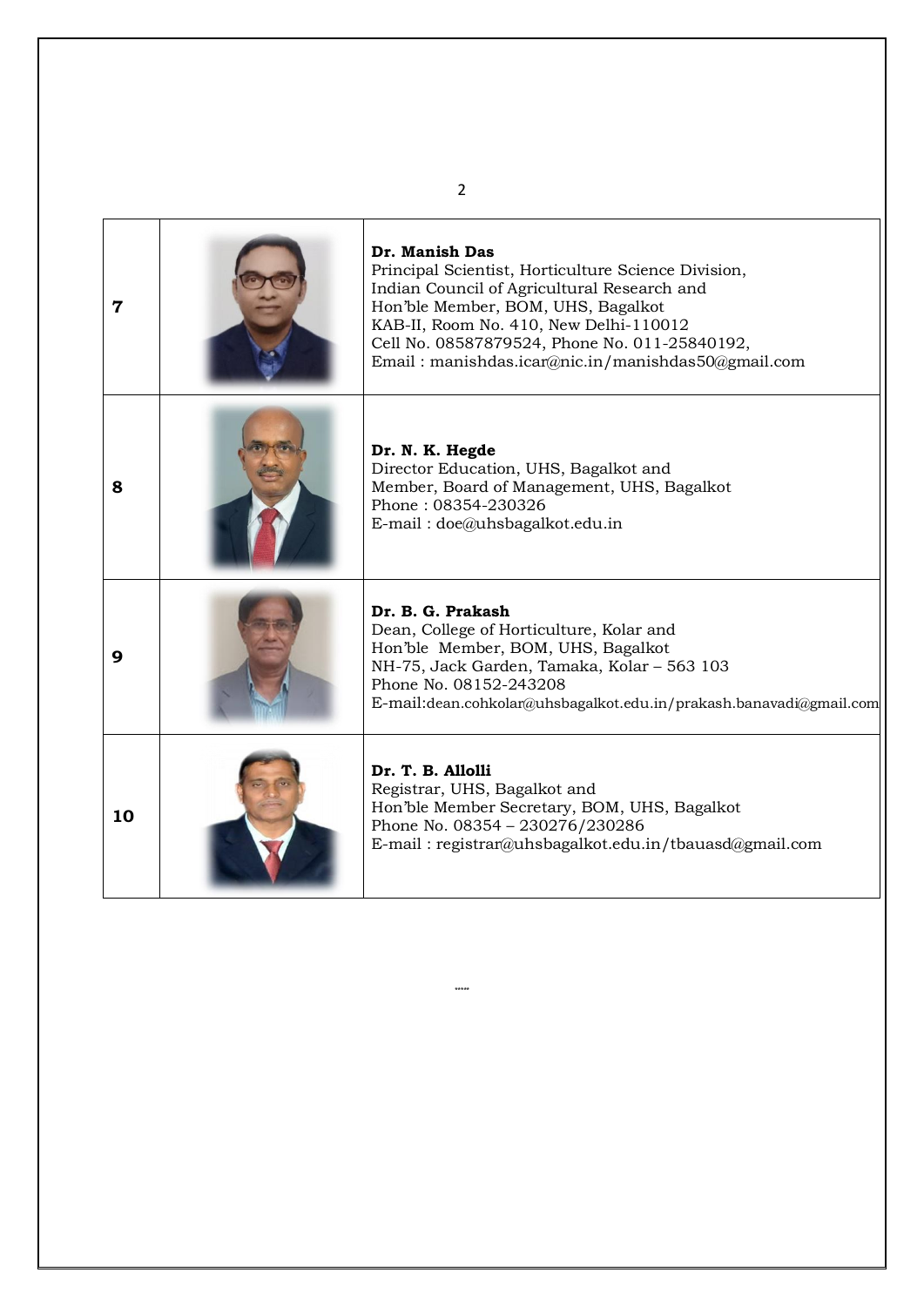| | | |
|---|---|---|
| **7** | | **Dr. Manish Das**<br>Principal Scientist, Horticulture Science Division,<br>Indian Council of Agricultural Research and<br>Hon'ble Member, BOM, UHS, Bagalkot<br>KAB-II, Room No. 410, New Delhi-110012<br>Cell No. 08587879524, Phone No. 011-25840192,<br>Email : manishdas.icar@nic.in/manishdas50@gmail.com |
| **8** | | **Dr. N. K. Hegde**<br>Director Education, UHS, Bagalkot and<br>Member, Board of Management, UHS, Bagalkot<br>Phone : 08354-230326<br>E-mail : doe@uhsbagalkot.edu.in |
| **9** | | **Dr. B. G. Prakash**<br>Dean, College of Horticulture, Kolar and<br>Hon'ble Member, BOM, UHS, Bagalkot<br>NH-75, Jack Garden, Tamaka, Kolar – 563 103<br>Phone No. 08152-243208<br>E-mail:dean.cohkolar@uhsbagalkot.edu.in/prakash.banavadi@gmail.com |
| **10** | | **Dr. T. B. Allolli**<br>Registrar, UHS, Bagalkot and<br>Hon'ble Member Secretary, BOM, UHS, Bagalkot<br>Phone No. 08354 – 230276/230286<br>E-mail : registrar@uhsbagalkot.edu.in/tbauasd@gmail.com |

*****